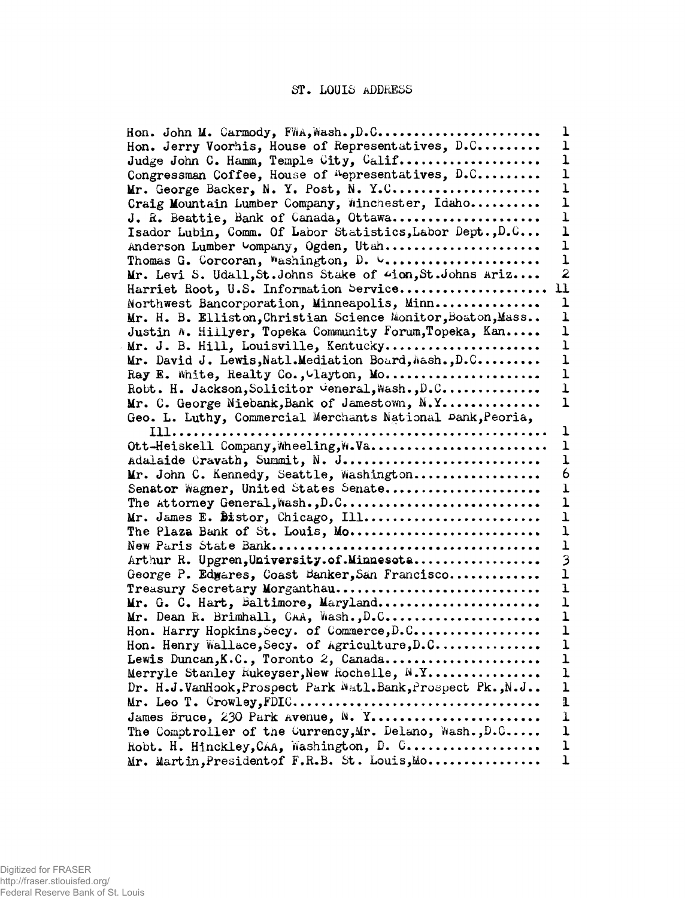# ST. LOUIS ADDRESS

| | |
|---|---|
| Hon. John M. Carmody, FWA, Wash., D.C. | 1 |
| Hon. Jerry Voorhis, House of Representatives, D.C. | 1 |
| Judge John C. Hamm, Temple City, Calif. | 1 |
| Congressman Coffee, House of Representatives, D.C. | 1 |
| Mr. George Backer, N. Y. Post, N. Y.C. | 1 |
| Craig Mountain Lumber Company, Winchester, Idaho | 1 |
| J. R. Beattie, Bank of Canada, Ottawa | 1 |
| Isador Lubin, Comm. Of Labor Statistics, Labor Dept., D.C. | 1 |
| Anderson Lumber Company, Ogden, Utah | 1 |
| Thomas G. Corcoran, Washington, D. C. | 1 |
| Mr. Levi S. Udall, St. Johns Stake of Zion, St. Johns Ariz. | 2 |
| Harriet Root, U.S. Information Service | 11 |
| Northwest Bancorporation, Minneapolis, Minn. | 1 |
| Mr. H. B. Elliston, Christian Science Monitor, Boston, Mass. | 1 |
| Justin W. Hillyer, Topeka Community Forum, Topeka, Kan. | 1 |
| Mr. J. B. Hill, Louisville, Kentucky | 1 |
| Mr. David J. Lewis, Natl. Mediation Board, Wash., D.C. | 1 |
| Ray E. White, Realty Co., Clayton, Mo. | 1 |
| Robt. H. Jackson, Solicitor General, Wash., D.C. | 1 |
| Mr. C. George Niebank, Bank of Jamestown, N.Y. | 1 |
| Geo. L. Luthy, Commercial Merchants National Bank, Peoria, Ill. | 1 |
| Ott-Heiskell Company, Wheeling, W.Va. | 1 |
| Adalaide Cravath, Summit, N. J. | 1 |
| Mr. John C. Kennedy, Seattle, Washington | 6 |
| Senator Wagner, United States Senate | 1 |
| The Attorney General, Wash., D.C. | 1 |
| Mr. James E. Bistor, Chicago, Ill. | 1 |
| The Plaza Bank of St. Louis, Mo. | 1 |
| New Paris State Bank | 1 |
| Arthur R. Upgren, University of Minnesota | 3 |
| George P. Edwares, Coast Banker, San Francisco | 1 |
| Treasury Secretary Morganthau | 1 |
| Mr. G. C. Hart, Baltimore, Maryland | 1 |
| Mr. Dean R. Brimhall, CAA, Wash., D.C. | 1 |
| Hon. Harry Hopkins, Secy. of Commerce, D.C. | 1 |
| Hon. Henry Wallace, Secy. of Agriculture, D.C. | 1 |
| Lewis Duncan, K.C., Toronto 2, Canada | 1 |
| Merryle Stanley Rukeyser, New Rochelle, N.Y. | 1 |
| Dr. H.J. VanHook, Prospect Park Natl. Bank, Prospect Pk., N.J. | 1 |
| Mr. Leo T. Crowley, FDIC | 1 |
| James Bruce, 230 Park Avenue, N. Y. | 1 |
| The Comptroller of the Currency, Mr. Delano, Wash., D.C. | 1 |
| Robt. H. Hinckley, CAA, Washington, D. C. | 1 |
| Mr. Martin, President of F.R.B. St. Louis, Mo. | 1 |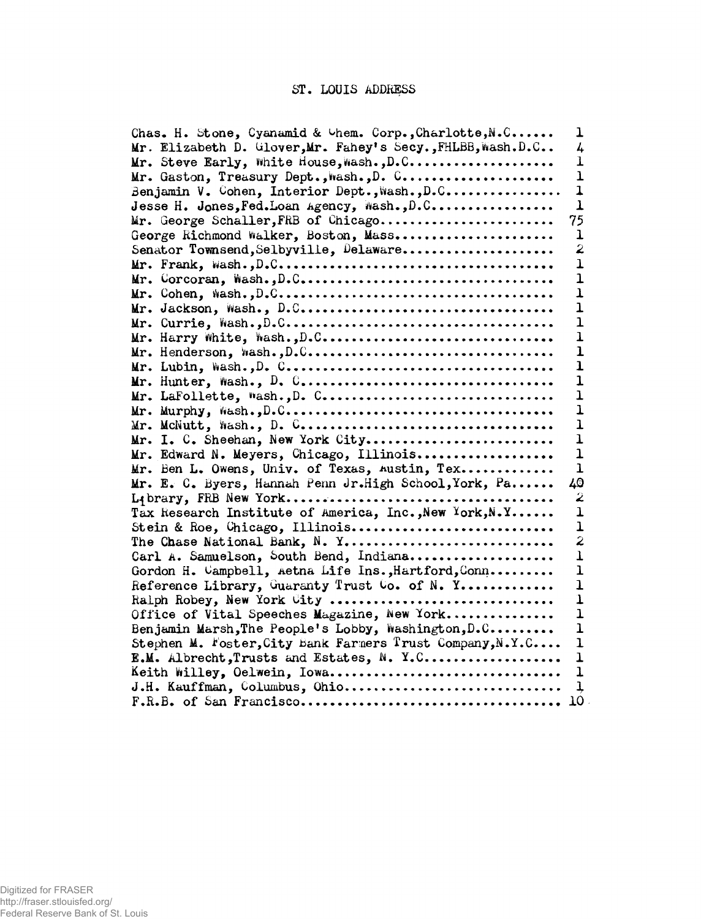# ST. LOUIS ADDRESS

| | |
|---|---|
| Chas. H. Stone, Cyanamid & Chem. Corp., Charlotte, N.C. | 1 |
| Mr. Elizabeth D. Glover, Mr. Fahey's Secy., FHLBB, Wash. D.C. | 4 |
| Mr. Steve Early, White House, Wash., D.C. | 1 |
| Mr. Gaston, Treasury Dept., Wash., D. C. | 1 |
| Benjamin V. Cohen, Interior Dept., Wash., D.C. | 1 |
| Jesse H. Jones, Fed. Loan Agency, Wash., D.C. | 1 |
| Mr. George Schaller, FRB of Chicago | 75 |
| George Richmond Walker, Boston, Mass. | 1 |
| Senator Townsend, Selbyville, Delaware | 2 |
| Mr. Frank, Wash., D.C. | 1 |
| Mr. Corcoran, Wash., D.C. | 1 |
| Mr. Cohen, Wash., D.C. | 1 |
| Mr. Jackson, Wash., D.C. | 1 |
| Mr. Currie, Wash., D.C. | 1 |
| Mr. Harry White, Wash., D.C. | 1 |
| Mr. Henderson, Wash., D.C. | 1 |
| Mr. Lubin, Wash., D. C. | 1 |
| Mr. Hunter, Wash., D. C. | 1 |
| Mr. LaFollette, Wash., D. C. | 1 |
| Mr. Murphy, Wash., D.C. | 1 |
| Mr. McNutt, Wash., D. C. | 1 |
| Mr. I. C. Sheehan, New York City | 1 |
| Mr. Edward N. Meyers, Chicago, Illinois | 1 |
| Mr. Ben L. Owens, Univ. of Texas, Austin, Tex. | 1 |
| Mr. E. C. Byers, Hannah Penn Jr. High School, York, Pa. | 40 |
| Library, FRB New York | 2 |
| Tax Research Institute of America, Inc., New York, N.Y. | 1 |
| Stein & Roe, Chicago, Illinois | 1 |
| The Chase National Bank, N. Y. | 2 |
| Carl A. Samuelson, South Bend, Indiana | 1 |
| Gordon H. Campbell, Aetna Life Ins., Hartford, Conn. | 1 |
| Reference Library, Guaranty Trust Co. of N. Y. | 1 |
| Ralph Robey, New York City | 1 |
| Office of Vital Speeches Magazine, New York | 1 |
| Benjamin Marsh, The People's Lobby, Washington, D.C. | 1 |
| Stephen M. Foster, City Bank Farmers Trust Company, N.Y.C. | 1 |
| E.M. Albrecht, Trusts and Estates, N. Y.C. | 1 |
| Keith Willey, Oelwein, Iowa | 1 |
| J.H. Kauffman, Columbus, Ohio | 1 |
| F.R.B. of San Francisco | 10 |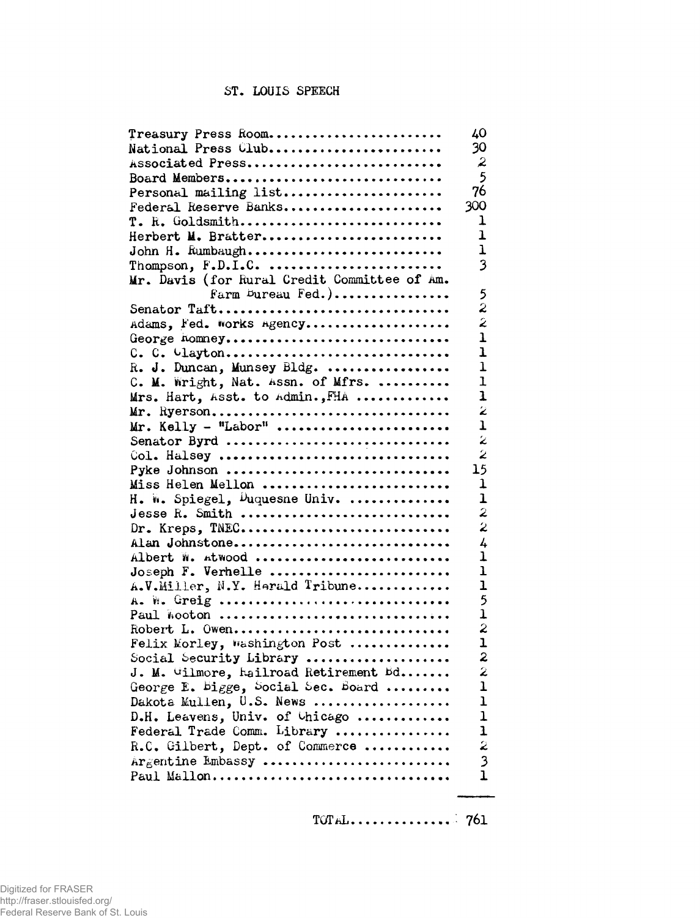ST. LOUIS SPEECH

| | |
|---|---|
| Treasury Press Room........................ | 40 |
| National Press Club........................ | 30 |
| Associated Press........................... | 2 |
| Board Members.............................. | 5 |
| Personal mailing list...................... | 76 |
| Federal Reserve Banks...................... | 300 |
| T. R. Goldsmith............................ | 1 |
| Herbert M. Bratter......................... | 1 |
| John H. Rumbaugh........................... | 1 |
| Thompson, F.D.I.C. ........................ | 3 |
| Mr. Davis (for Rural Credit Committee of Am. Farm Bureau Fed.)................ | 5 |
| Senator Taft............................... | 2 |
| Adams, Fed. Works Agency................... | 2 |
| George Romney.............................. | 1 |
| C. C. Clayton.............................. | 1 |
| R. J. Duncan, Munsey Bldg. ................ | 1 |
| C. M. Wright, Nat. Assn. of Mfrs. ......... | 1 |
| Mrs. Hart, Asst. to Admin.,FHA ............ | 1 |
| Mr. Ryerson................................ | 2 |
| Mr. Kelly - "Labor" ....................... | 1 |
| Senator Byrd .............................. | 2 |
| Col. Halsey ............................... | 2 |
| Pyke Johnson .............................. | 15 |
| Miss Helen Mellon ......................... | 1 |
| H. W. Spiegel, Duquesne Univ. ............. | 1 |
| Jesse R. Smith ............................ | 2 |
| Dr. Kreps, TNEC............................ | 2 |
| Alan Johnstone............................. | 4 |
| Albert W. Atwood .......................... | 1 |
| Joseph F. Verhelle ........................ | 1 |
| A.V.Miller, N.Y. Herald Tribune............ | 1 |
| A. W. Greig ............................... | 5 |
| Paul Wooton ............................... | 1 |
| Robert L. Owen............................. | 2 |
| Felix Morley, Washington Post ............. | 1 |
| Social Security Library ................... | 2 |
| J. M. Gilmore, Railroad Retirement Bd...... | 2 |
| George E. Bigge, Social Sec. Board ........ | 1 |
| Dakota Mullen, U.S. News .................. | 1 |
| D.H. Leavens, Univ. of Chicago ............ | 1 |
| Federal Trade Comm. Library ............... | 1 |
| R.C. Gilbert, Dept. of Commerce ........... | 2 |
| Argentine Embassy ......................... | 3 |
| Paul Mallon................................ | 1 |
| TOTAL.............. | 761 |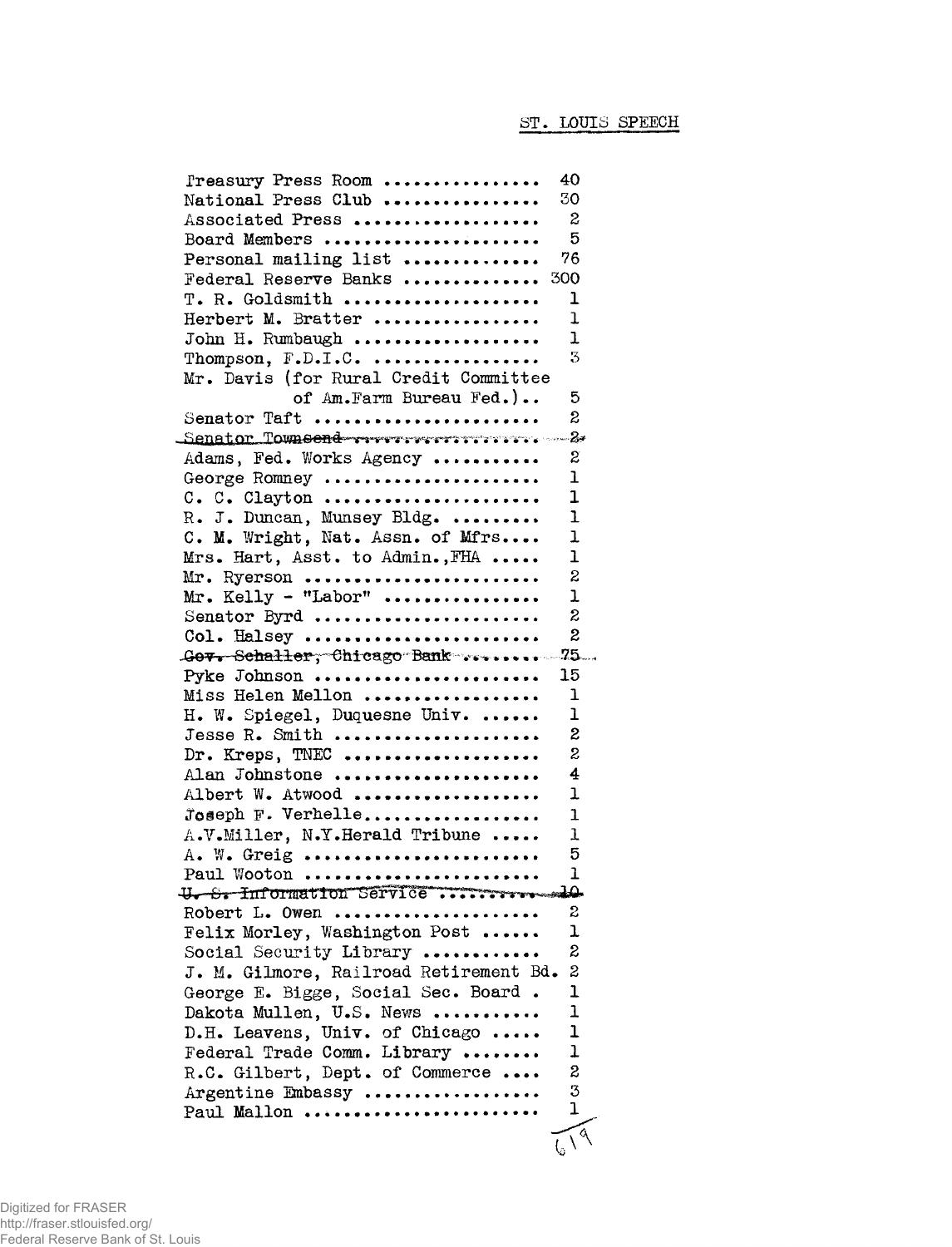ST. LOUIS SPEECH

| | |
|---|---|
| Treasury Press Room ................ | 40 |
| National Press Club ................ | 30 |
| Associated Press ................... | 2 |
| Board Members ...................... | 5 |
| Personal mailing list .............. | 76 |
| Federal Reserve Banks .............. | 300 |
| T. R. Goldsmith .................... | 1 |
| Herbert M. Bratter ................. | 1 |
| John H. Rumbaugh ................... | 1 |
| Thompson, F.D.I.C. ................. | 3 |
| Mr. Davis (for Rural Credit Committee of Am.Farm Bureau Fed.).. | 5 |
| Senator Taft ....................... | 2 |
| ~~Senator Townsend ...................~~ | ~~2~~ |
| Adams, Fed. Works Agency ........... | 2 |
| George Romney ...................... | 1 |
| C. C. Clayton ...................... | 1 |
| R. J. Duncan, Munsey Bldg. ......... | 1 |
| C. M. Wright, Nat. Assn. of Mfrs.... | 1 |
| Mrs. Hart, Asst. to Admin.,FHA ..... | 1 |
| Mr. Ryerson ........................ | 2 |
| Mr. Kelly - "Labor" ................ | 1 |
| Senator Byrd ....................... | 2 |
| Col. Halsey ........................ | 2 |
| ~~Gov. Schaller, Chicago Bank .........~~ | ~~75~~ |
| Pyke Johnson ....................... | 15 |
| Miss Helen Mellon .................. | 1 |
| H. W. Spiegel, Duquesne Univ. ...... | 1 |
| Jesse R. Smith ..................... | 2 |
| Dr. Kreps, TNEC .................... | 2 |
| Alan Johnstone ..................... | 4 |
| Albert W. Atwood ................... | 1 |
| Joseph F. Verhelle.................. | 1 |
| A.V.Miller, N.Y.Herald Tribune ..... | 1 |
| A. W. Greig ........................ | 5 |
| Paul Wooton ........................ | 1 |
| ~~U. S. Information Service ..........~~ | ~~10~~ |
| Robert L. Owen ..................... | 2 |
| Felix Morley, Washington Post ...... | 1 |
| Social Security Library ............ | 2 |
| J. M. Gilmore, Railroad Retirement Bd. | 2 |
| George E. Bigge, Social Sec. Board . | 1 |
| Dakota Mullen, U.S. News ........... | 1 |
| D.H. Leavens, Univ. of Chicago ..... | 1 |
| Federal Trade Comm. Library ........ | 1 |
| R.C. Gilbert, Dept. of Commerce .... | 2 |
| Argentine Embassy .................. | 3 |
| Paul Mallon ........................ | 1 |
| | 619 |